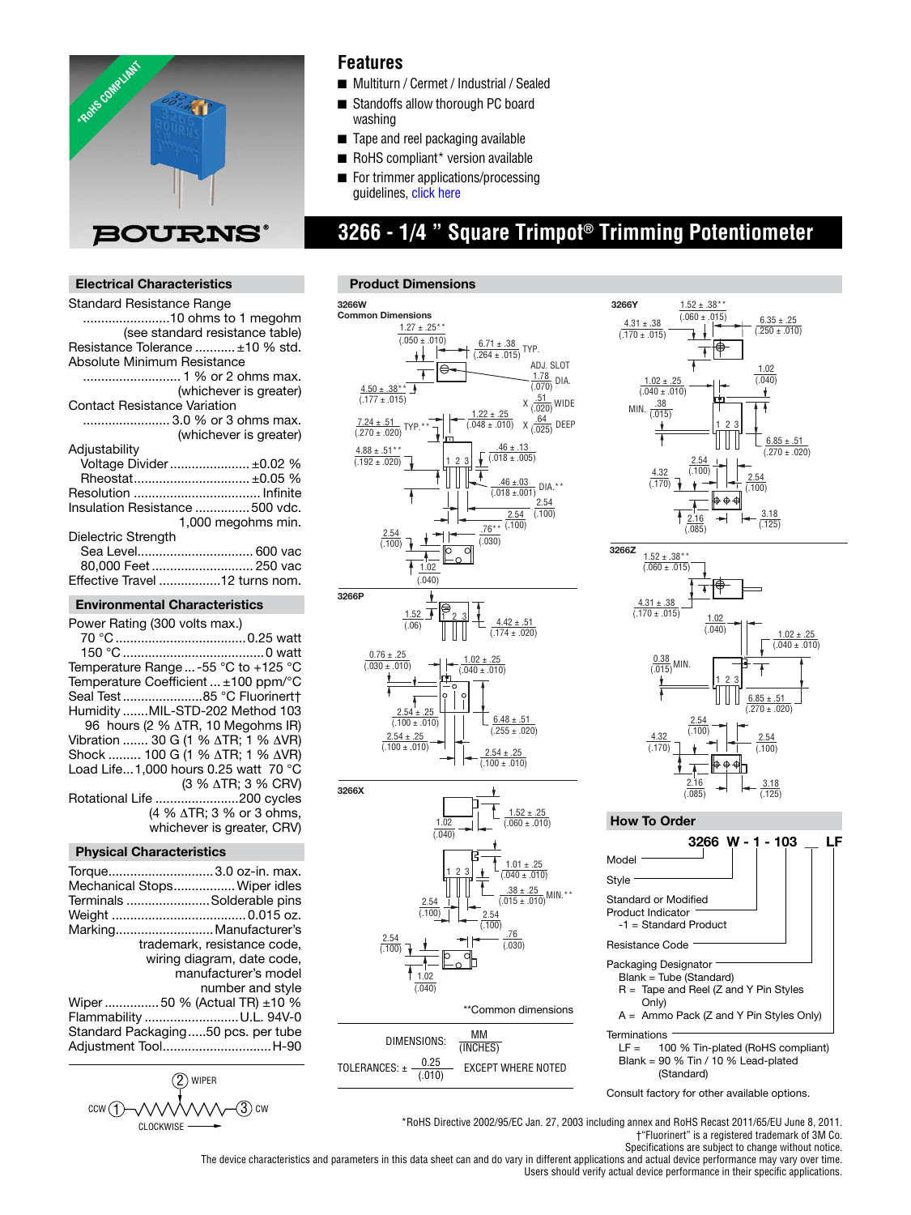# 3266 - 1/4 " Square Trimpot® Trimming Potentiometer

## Features

- Multiturn / Cermet / Industrial / Sealed
- Standoffs allow thorough PC board washing
- Tape and reel packaging available
- RoHS compliant* version available
- For trimmer applications/processing guidelines, click here

## Electrical Characteristics

Standard Resistance Range ........................10 ohms to 1 megohm (see standard resistance table)
Resistance Tolerance ...........±10 % std.
Absolute Minimum Resistance ...........................1 % or 2 ohms max. (whichever is greater)
Contact Resistance Variation ........................3.0 % or 3 ohms max. (whichever is greater)
Adjustability
- Voltage Divider......................±0.02 %
- Rheostat................................±0.05 %

Resolution ...................................Infinite
Insulation Resistance ...............500 vdc. 1,000 megohms min.
Dielectric Strength
- Sea Level................................600 vac
- 80,000 Feet............................250 vac

Effective Travel .................12 turns nom.

## Environmental Characteristics

Power Rating (300 volts max.)
- 70 °C....................................0.25 watt
- 150 °C......................................0 watt

Temperature Range...-55 °C to +125 °C
Temperature Coefficient ...±100 ppm/°C
Seal Test......................85 °C Fluorinert†
Humidity .......MIL-STD-202 Method 103 96 hours (2 % ΔTR, 10 Megohms IR)
Vibration ....... 30 G (1 % ΔTR; 1 % ΔVR)
Shock ......... 100 G (1 % ΔTR; 1 % ΔVR)
Load Life...1,000 hours 0.25 watt 70 °C (3 % ΔTR; 3 % CRV)
Rotational Life .......................200 cycles (4 % ΔTR; 3 % or 3 ohms, whichever is greater, CRV)

## Physical Characteristics

Torque.............................3.0 oz-in. max.
Mechanical Stops................Wiper idles
Terminals .......................Solderable pins
Weight .....................................0.015 oz.
Marking...........................Manufacturer's trademark, resistance code, wiring diagram, date code, manufacturer's model number and style
Wiper ...............50 % (Actual TR) ±10 %
Flammability ..........................U.L. 94V-0
Standard Packaging.....50 pcs. per tube
Adjustment Tool..............................H-90

(2) WIPER
CCW (1) — (3) CW
CLOCKWISE

## Product Dimensions

**3266W** Common Dimensions: 1.27 ± .25** (.050 ± .010); 6.71 ± .38 (.264 ± .015) TYP.; ADJ. SLOT 1.78 (.070) DIA.; X .51 (.020) WIDE; X .64 (.025) DEEP; 4.50 ± .38** (.177 ± .015); 1.22 ± .25 (.048 ± .010); 7.24 ± .51 (.270 ± .020) TYP.**; 4.88 ± .51** (.192 ± .020); .46 ± .13 (.018 ± .005); .46 ± .03 (.018 ± .001) DIA.**; 2.54 (.100); 2.54 (.100); 2.54 (.100); .76** (.030); 1.02 (.040)

**3266P**: 1.52 (.06); 4.42 ± .51 (.174 ± .020); 0.76 ± .25 (.030 ± .010); 1.02 ± .25 (.040 ± .010); 2.54 ± .25 (.100 ± .010); 6.48 ± .51 (.255 ± .020); 2.54 ± .25 (.100 ± .010); 2.54 ± .25 (.100 ± .010)

**3266X**: 1.02 (.040); 1.52 ± .25 (.060 ± .010); 1.01 ± .25 (.040 ± .010); .38 ± .25 (.015 ± .010) MIN.**; 2.54 (.100); 2.54 (.100); 2.54 (.100); .76 (.030); 1.02 (.040)

**3266Y**: 1.52 ± .38** (.060 ± .015); 4.31 ± .38 (.170 ± .015); 6.35 ± .25 (.250 ± .010); 1.02 (.040); 1.02 ± .25 (.040 ± .010); MIN. .38 (.015); 6.85 ± .51 (.270 ± .020); 2.54 (.100); 4.32 (.170); 2.54 (.100); 2.16 (.085); 3.18 (.125)

**3266Z**: 1.52 ± .38** (.060 ± .015); 4.31 ± .38 (.170 ± .015); 1.02 (.040); 1.02 ± .25 (.040 ± .010); 0.38 (.015) MIN.; 6.85 ± .51 (.270 ± .020); 2.54 (.100); 4.32 (.170); 2.54 (.100); 2.16 (.085); 3.18 (.125)

**Common dimensions

DIMENSIONS: MM (INCHES)

TOLERANCES: ± 0.25 (.010) EXCEPT WHERE NOTED

## How To Order

**3266 W - 1 - 103 __ LF**

- Model
- Style
- Standard or Modified Product Indicator
  - -1 = Standard Product
- Resistance Code
- Packaging Designator
  - Blank = Tube (Standard)
  - R = Tape and Reel (Z and Y Pin Styles Only)
  - A = Ammo Pack (Z and Y Pin Styles Only)
- Terminations
  - LF = 100 % Tin-plated (RoHS compliant)
  - Blank = 90 % Tin / 10 % Lead-plated (Standard)

Consult factory for other available options.

*RoHS Directive 2002/95/EC Jan. 27, 2003 including annex and RoHS Recast 2011/65/EU June 8, 2011.
†"Fluorinert" is a registered trademark of 3M Co.
Specifications are subject to change without notice.
The device characteristics and parameters in this data sheet can and do vary in different applications and actual device performance may vary over time.
Users should verify actual device performance in their specific applications.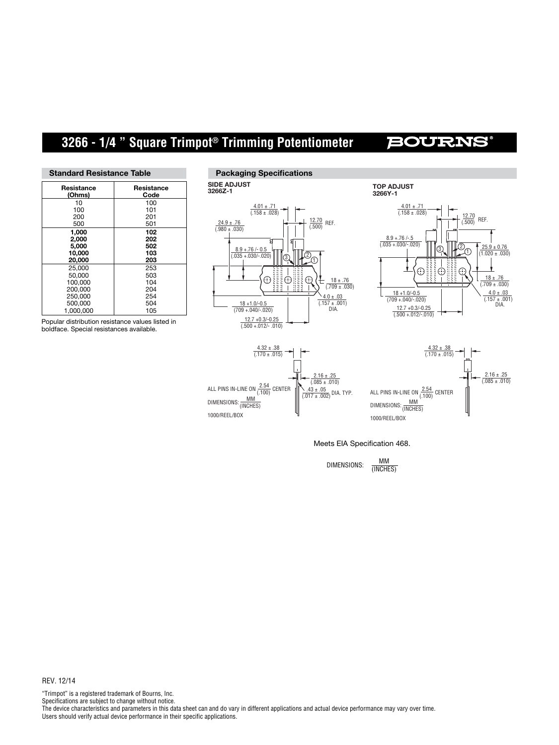# 3266 - 1/4 " Square Trimpot® Trimming Potentiometer

**BOURNS®**

## Standard Resistance Table

| Resistance (Ohms) | Resistance Code |
|---|---|
| 10 | 100 |
| 100 | 101 |
| 200 | 201 |
| 500 | 501 |
| **1,000** | **102** |
| **2,000** | **202** |
| **5,000** | **502** |
| **10,000** | **103** |
| **20,000** | **203** |
| 25,000 | 253 |
| 50,000 | 503 |
| 100,000 | 104 |
| 200,000 | 204 |
| 250,000 | 254 |
| 500,000 | 504 |
| 1,000,000 | 105 |

Popular distribution resistance values listed in boldface. Special resistances available.

## Packaging Specifications

**SIDE ADJUST**
**3266Z-1**

4.01 ± .71 (.158 ± .028)
12.70 (.500) REF.
24.9 ± .76 (.980 ± .030)
8.9 +.76 /- 0.5 (.035 +.030/-.020)
18 ± .76 (.709 ± .030)
4.0 ± .03 (.157 ± .001) DIA.
18 +1.0/-0.5 (709 +.040/-.020)
12.7 +0.3/-0.25 (.500 +.012/- .010)

4.32 ± .38 (.170 ± .015)
2.16 ± .25 (.085 ± .010)
.43 ± .05 (.017 ± .002) DIA. TYP.
ALL PINS IN-LINE ON 2.54 (.100) CENTER
DIMENSIONS: MM (INCHES)
1000/REEL/BOX

**TOP ADJUST**
**3266Y-1**

4.01 ± .71 (.158 ± .028)
12.70 (.500) REF.
8.9 +.76 /-.5 (.035 +.030/-.020)
25.9 ± 0.76 (1.020 ± .030)
18 ± .76 (.709 ± .030)
4.0 ± .03 (.157 ± .001) DIA.
18 +1.0/-0.5 (709 +.040/-.020)
12.7 +0.3/-0.25 (.500 +.012/-.010)

4.32 ± .38 (.170 ± .015)
2.16 ± .25 (.085 ± .010)
ALL PINS IN-LINE ON 2.54 (.100) CENTER
DIMENSIONS: MM (INCHES)
1000/REEL/BOX

Meets EIA Specification 468.

DIMENSIONS: MM (INCHES)

REV. 12/14

"Trimpot" is a registered trademark of Bourns, Inc.
Specifications are subject to change without notice.
The device characteristics and parameters in this data sheet can and do vary in different applications and actual device performance may vary over time.
Users should verify actual device performance in their specific applications.